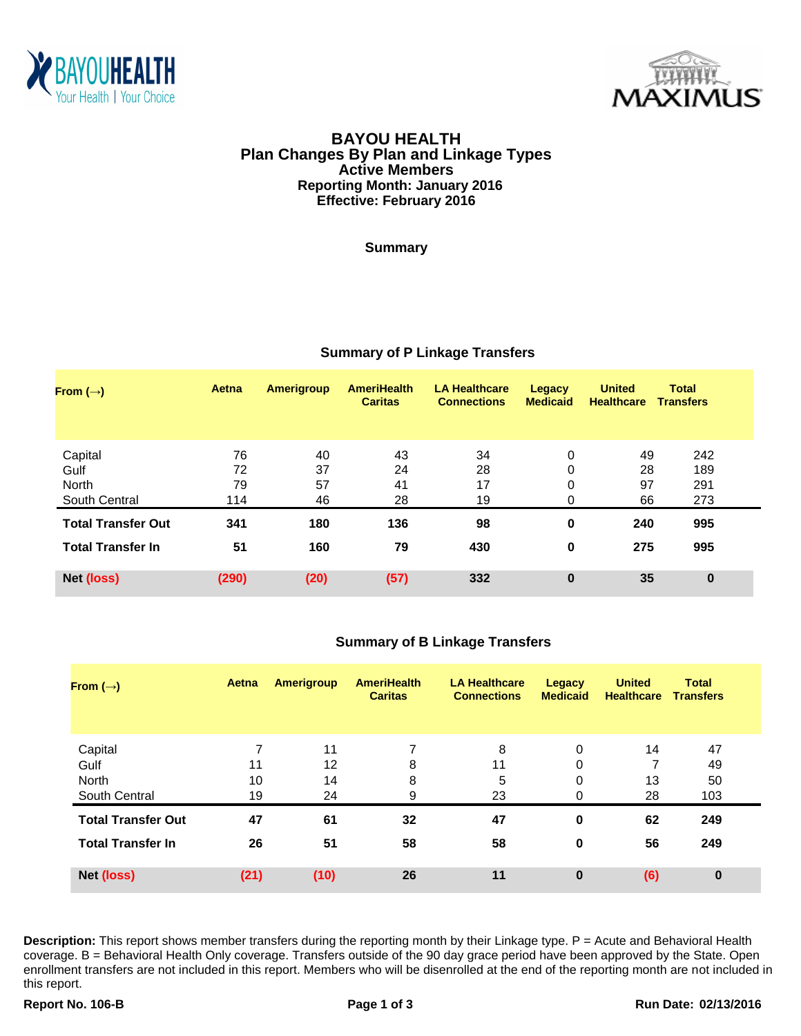# BAYOU HEALTH
## Plan Changes By Plan and Linkage Types
## Active Members
### Reporting Month: January 2016
### Effective: February 2016

### Summary

#### Summary of P Linkage Transfers

| From (→) | Aetna | Amerigroup | AmeriHealth Caritas | LA Healthcare Connections | Legacy Medicaid | United Healthcare | Total Transfers |
|---|---|---|---|---|---|---|---|
| Capital | 76 | 40 | 43 | 34 | 0 | 49 | 242 |
| Gulf | 72 | 37 | 24 | 28 | 0 | 28 | 189 |
| North | 79 | 57 | 41 | 17 | 0 | 97 | 291 |
| South Central | 114 | 46 | 28 | 19 | 0 | 66 | 273 |
| **Total Transfer Out** | **341** | **180** | **136** | **98** | **0** | **240** | **995** |
| **Total Transfer In** | **51** | **160** | **79** | **430** | **0** | **275** | **995** |
| **Net (loss)** | **(290)** | **(20)** | **(57)** | **332** | **0** | **35** | **0** |

#### Summary of B Linkage Transfers

| From (→) | Aetna | Amerigroup | AmeriHealth Caritas | LA Healthcare Connections | Legacy Medicaid | United Healthcare | Total Transfers |
|---|---|---|---|---|---|---|---|
| Capital | 7 | 11 | 7 | 8 | 0 | 14 | 47 |
| Gulf | 11 | 12 | 8 | 11 | 0 | 7 | 49 |
| North | 10 | 14 | 8 | 5 | 0 | 13 | 50 |
| South Central | 19 | 24 | 9 | 23 | 0 | 28 | 103 |
| **Total Transfer Out** | **47** | **61** | **32** | **47** | **0** | **62** | **249** |
| **Total Transfer In** | **26** | **51** | **58** | **58** | **0** | **56** | **249** |
| **Net (loss)** | **(21)** | **(10)** | **26** | **11** | **0** | **(6)** | **0** |

**Description:** This report shows member transfers during the reporting month by their Linkage type. P = Acute and Behavioral Health coverage. B = Behavioral Health Only coverage. Transfers outside of the 90 day grace period have been approved by the State. Open enrollment transfers are not included in this report. Members who will be disenrolled at the end of the reporting month are not included in this report.

**Report No. 106-B** **Run Date: 02/13/2016**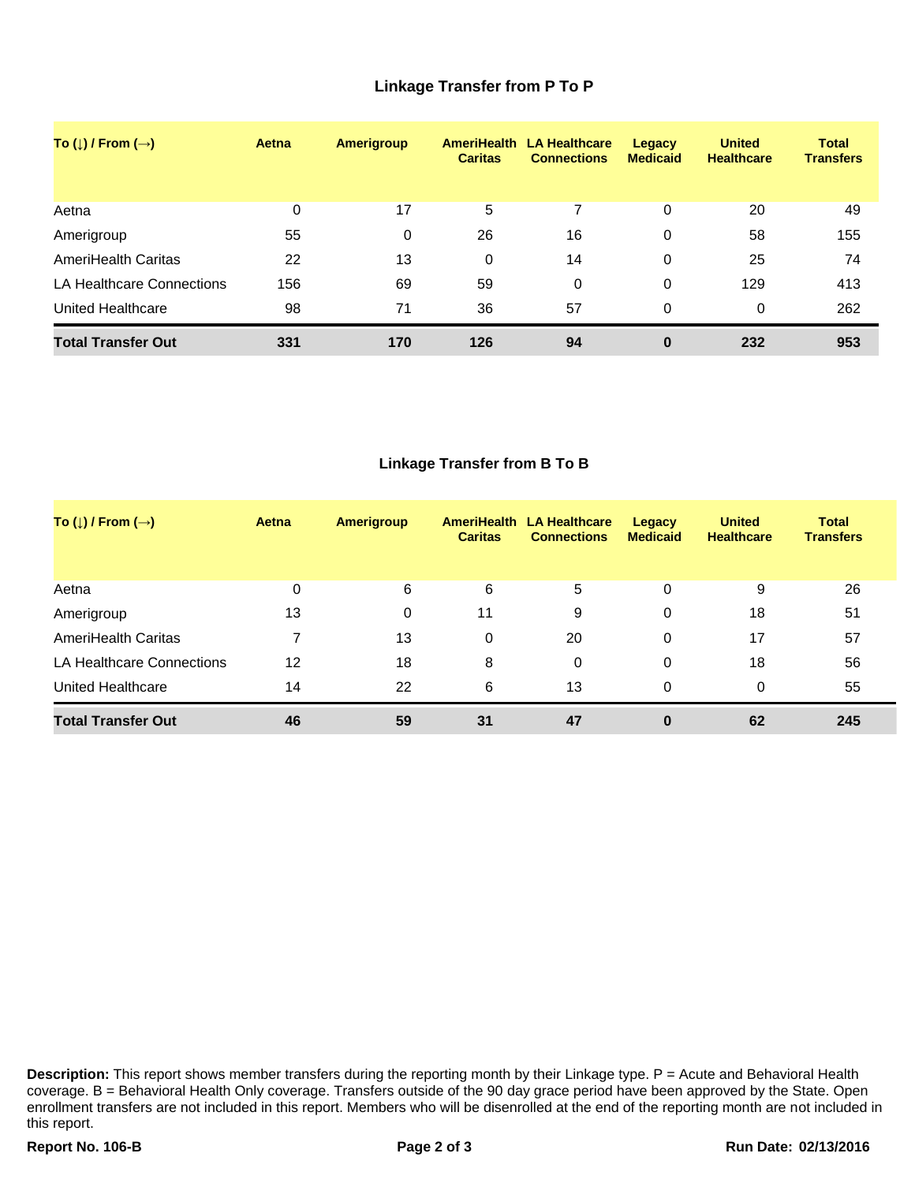## Linkage Transfer from P To P

| To (↓) / From (→) | Aetna | Amerigroup | AmeriHealth Caritas | LA Healthcare Connections | Legacy Medicaid | United Healthcare | Total Transfers |
|---|---|---|---|---|---|---|---|
| Aetna | 0 | 17 | 5 | 7 | 0 | 20 | 49 |
| Amerigroup | 55 | 0 | 26 | 16 | 0 | 58 | 155 |
| AmeriHealth Caritas | 22 | 13 | 0 | 14 | 0 | 25 | 74 |
| LA Healthcare Connections | 156 | 69 | 59 | 0 | 0 | 129 | 413 |
| United Healthcare | 98 | 71 | 36 | 57 | 0 | 0 | 262 |
| **Total Transfer Out** | **331** | **170** | **126** | **94** | **0** | **232** | **953** |

## Linkage Transfer from B To B

| To (↓) / From (→) | Aetna | Amerigroup | AmeriHealth Caritas | LA Healthcare Connections | Legacy Medicaid | United Healthcare | Total Transfers |
|---|---|---|---|---|---|---|---|
| Aetna | 0 | 6 | 6 | 5 | 0 | 9 | 26 |
| Amerigroup | 13 | 0 | 11 | 9 | 0 | 18 | 51 |
| AmeriHealth Caritas | 7 | 13 | 0 | 20 | 0 | 17 | 57 |
| LA Healthcare Connections | 12 | 18 | 8 | 0 | 0 | 18 | 56 |
| United Healthcare | 14 | 22 | 6 | 13 | 0 | 0 | 55 |
| **Total Transfer Out** | **46** | **59** | **31** | **47** | **0** | **62** | **245** |

**Description:** This report shows member transfers during the reporting month by their Linkage type. P = Acute and Behavioral Health coverage. B = Behavioral Health Only coverage. Transfers outside of the 90 day grace period have been approved by the State. Open enrollment transfers are not included in this report. Members who will be disenrolled at the end of the reporting month are not included in this report.

**Report No. 106-B** **Run Date: 02/13/2016**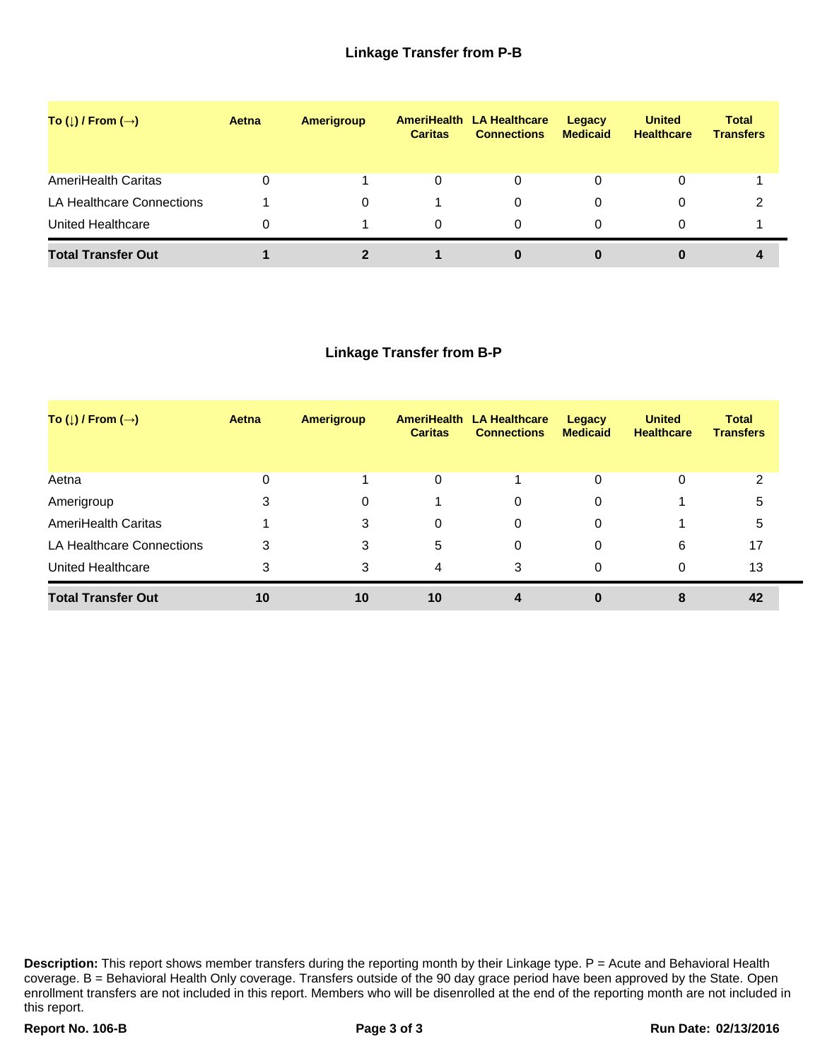## Linkage Transfer from P-B

| To (↓) / From (→) | Aetna | Amerigroup | AmeriHealth Caritas | LA Healthcare Connections | Legacy Medicaid | United Healthcare | Total Transfers |
|---|---|---|---|---|---|---|---|
| AmeriHealth Caritas | 0 | 1 | 0 | 0 | 0 | 0 | 1 |
| LA Healthcare Connections | 1 | 0 | 1 | 0 | 0 | 0 | 2 |
| United Healthcare | 0 | 1 | 0 | 0 | 0 | 0 | 1 |
| **Total Transfer Out** | **1** | **2** | **1** | **0** | **0** | **0** | **4** |

## Linkage Transfer from B-P

| To (↓) / From (→) | Aetna | Amerigroup | AmeriHealth Caritas | LA Healthcare Connections | Legacy Medicaid | United Healthcare | Total Transfers |
|---|---|---|---|---|---|---|---|
| Aetna | 0 | 1 | 0 | 1 | 0 | 0 | 2 |
| Amerigroup | 3 | 0 | 1 | 0 | 0 | 1 | 5 |
| AmeriHealth Caritas | 1 | 3 | 0 | 0 | 0 | 1 | 5 |
| LA Healthcare Connections | 3 | 3 | 5 | 0 | 0 | 6 | 17 |
| United Healthcare | 3 | 3 | 4 | 3 | 0 | 0 | 13 |
| **Total Transfer Out** | **10** | **10** | **10** | **4** | **0** | **8** | **42** |

**Description:** This report shows member transfers during the reporting month by their Linkage type. P = Acute and Behavioral Health coverage. B = Behavioral Health Only coverage. Transfers outside of the 90 day grace period have been approved by the State. Open enrollment transfers are not included in this report. Members who will be disenrolled at the end of the reporting month are not included in this report.

**Report No. 106-B** **Run Date: 02/13/2016**